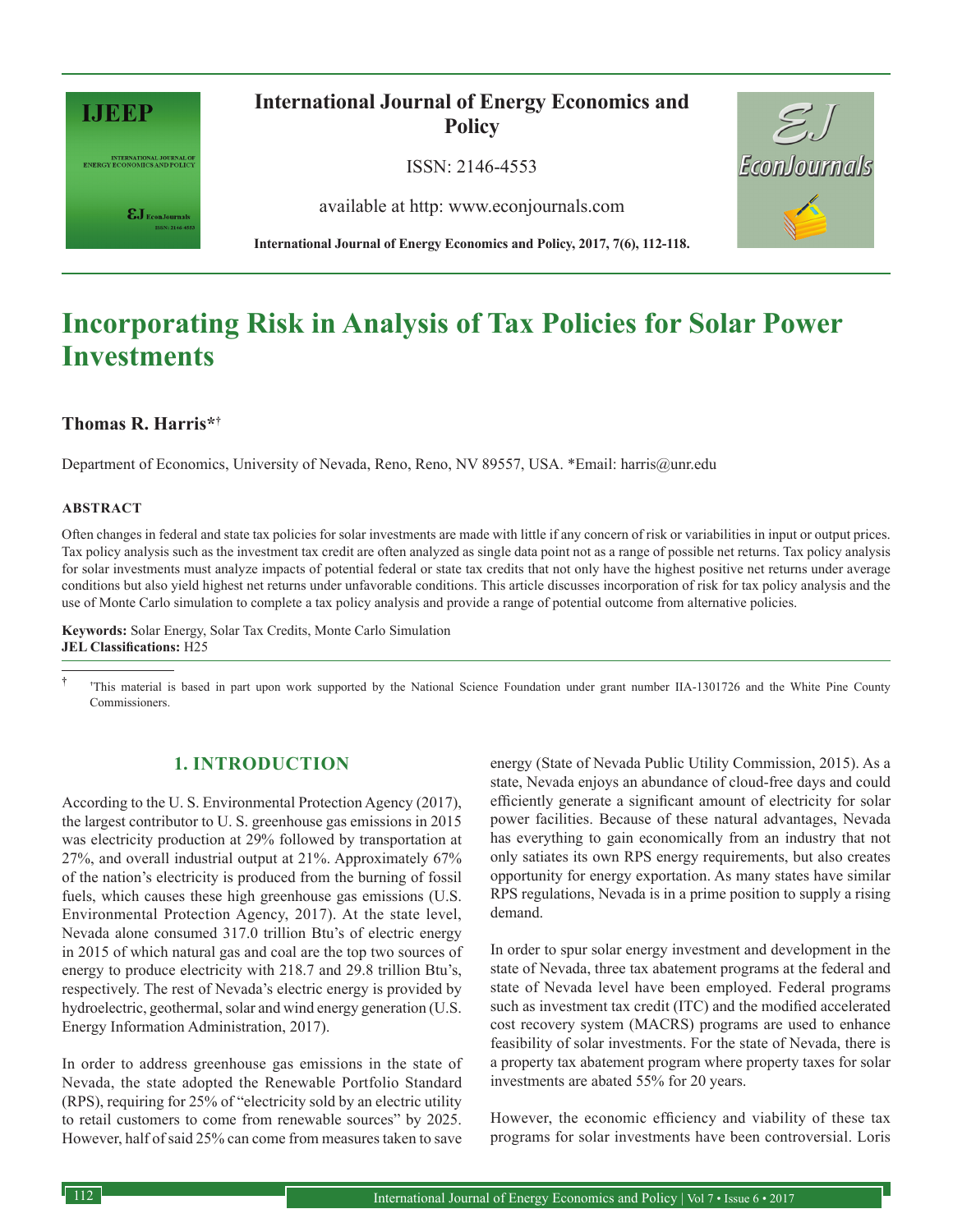# Incorporating Risk in Analysis of Tax Policies for Solar Power Investments

**Thomas R. Harris*†**

Department of Economics, University of Nevada, Reno, Reno, NV 89557, USA. *Email: harris@unr.edu

## ABSTRACT

Often changes in federal and state tax policies for solar investments are made with little if any concern of risk or variabilities in input or output prices. Tax policy analysis such as the investment tax credit are often analyzed as single data point not as a range of possible net returns. Tax policy analysis for solar investments must analyze impacts of potential federal or state tax credits that not only have the highest positive net returns under average conditions but also yield highest net returns under unfavorable conditions. This article discusses incorporation of risk for tax policy analysis and the use of Monte Carlo simulation to complete a tax policy analysis and provide a range of potential outcome from alternative policies.

**Keywords:** Solar Energy, Solar Tax Credits, Monte Carlo Simulation
**JEL Classifications:** H25

† This material is based in part upon work supported by the National Science Foundation under grant number IIA-1301726 and the White Pine County Commissioners.

## 1. INTRODUCTION

According to the U. S. Environmental Protection Agency (2017), the largest contributor to U. S. greenhouse gas emissions in 2015 was electricity production at 29% followed by transportation at 27%, and overall industrial output at 21%. Approximately 67% of the nation's electricity is produced from the burning of fossil fuels, which causes these high greenhouse gas emissions (U.S. Environmental Protection Agency, 2017). At the state level, Nevada alone consumed 317.0 trillion Btu's of electric energy in 2015 of which natural gas and coal are the top two sources of energy to produce electricity with 218.7 and 29.8 trillion Btu's, respectively. The rest of Nevada's electric energy is provided by hydroelectric, geothermal, solar and wind energy generation (U.S. Energy Information Administration, 2017).

In order to address greenhouse gas emissions in the state of Nevada, the state adopted the Renewable Portfolio Standard (RPS), requiring for 25% of "electricity sold by an electric utility to retail customers to come from renewable sources" by 2025. However, half of said 25% can come from measures taken to save energy (State of Nevada Public Utility Commission, 2015). As a state, Nevada enjoys an abundance of cloud-free days and could efficiently generate a significant amount of electricity for solar power facilities. Because of these natural advantages, Nevada has everything to gain economically from an industry that not only satiates its own RPS energy requirements, but also creates opportunity for energy exportation. As many states have similar RPS regulations, Nevada is in a prime position to supply a rising demand.

In order to spur solar energy investment and development in the state of Nevada, three tax abatement programs at the federal and state of Nevada level have been employed. Federal programs such as investment tax credit (ITC) and the modified accelerated cost recovery system (MACRS) programs are used to enhance feasibility of solar investments. For the state of Nevada, there is a property tax abatement program where property taxes for solar investments are abated 55% for 20 years.

However, the economic efficiency and viability of these tax programs for solar investments have been controversial. Loris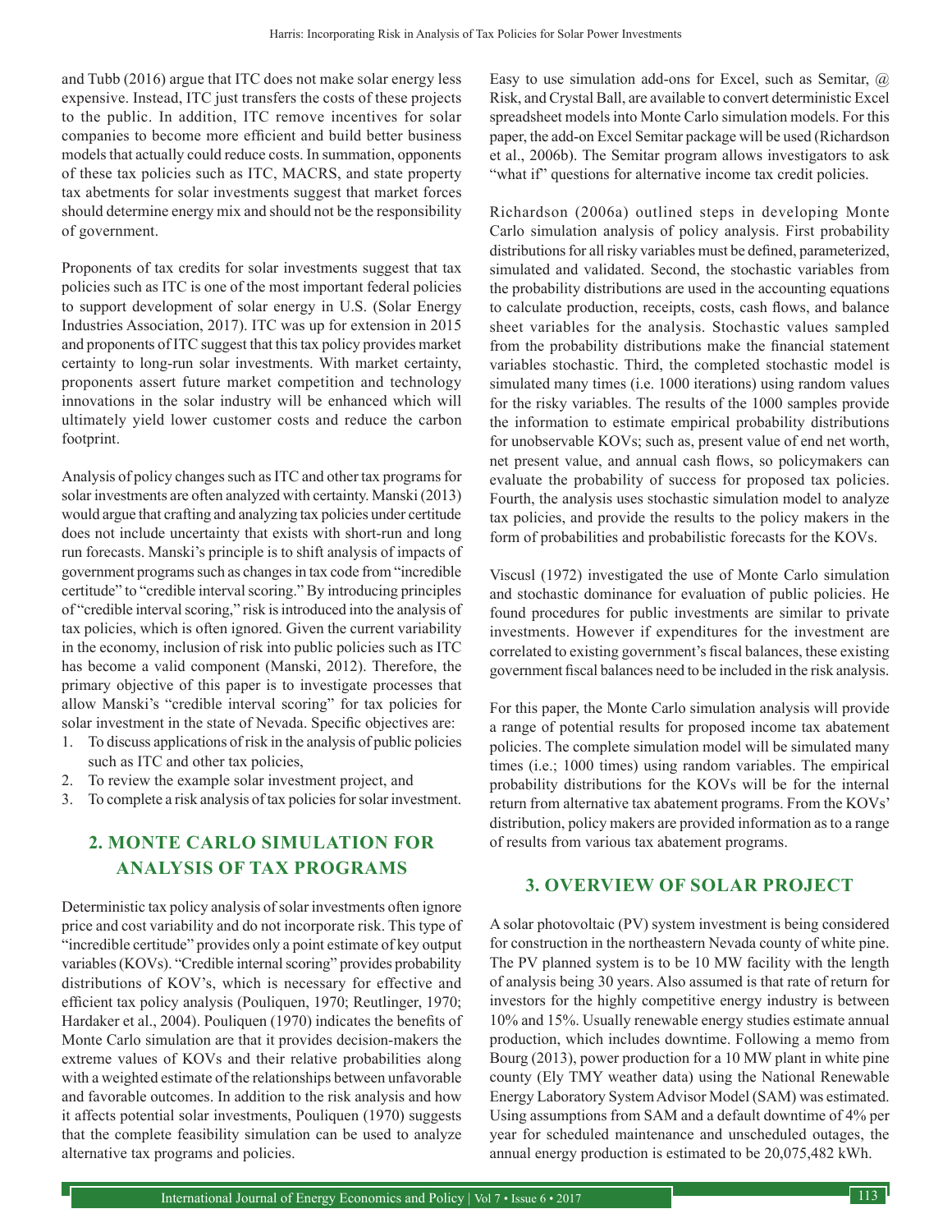and Tubb (2016) argue that ITC does not make solar energy less expensive. Instead, ITC just transfers the costs of these projects to the public. In addition, ITC remove incentives for solar companies to become more efficient and build better business models that actually could reduce costs. In summation, opponents of these tax policies such as ITC, MACRS, and state property tax abetments for solar investments suggest that market forces should determine energy mix and should not be the responsibility of government.

Proponents of tax credits for solar investments suggest that tax policies such as ITC is one of the most important federal policies to support development of solar energy in U.S. (Solar Energy Industries Association, 2017). ITC was up for extension in 2015 and proponents of ITC suggest that this tax policy provides market certainty to long-run solar investments. With market certainty, proponents assert future market competition and technology innovations in the solar industry will be enhanced which will ultimately yield lower customer costs and reduce the carbon footprint.

Analysis of policy changes such as ITC and other tax programs for solar investments are often analyzed with certainty. Manski (2013) would argue that crafting and analyzing tax policies under certitude does not include uncertainty that exists with short-run and long run forecasts. Manski's principle is to shift analysis of impacts of government programs such as changes in tax code from "incredible certitude" to "credible interval scoring." By introducing principles of "credible interval scoring," risk is introduced into the analysis of tax policies, which is often ignored. Given the current variability in the economy, inclusion of risk into public policies such as ITC has become a valid component (Manski, 2012). Therefore, the primary objective of this paper is to investigate processes that allow Manski's "credible interval scoring" for tax policies for solar investment in the state of Nevada. Specific objectives are:

1. To discuss applications of risk in the analysis of public policies such as ITC and other tax policies,
2. To review the example solar investment project, and
3. To complete a risk analysis of tax policies for solar investment.

## 2. MONTE CARLO SIMULATION FOR ANALYSIS OF TAX PROGRAMS

Deterministic tax policy analysis of solar investments often ignore price and cost variability and do not incorporate risk. This type of "incredible certitude" provides only a point estimate of key output variables (KOVs). "Credible internal scoring" provides probability distributions of KOV's, which is necessary for effective and efficient tax policy analysis (Pouliquen, 1970; Reutlinger, 1970; Hardaker et al., 2004). Pouliquen (1970) indicates the benefits of Monte Carlo simulation are that it provides decision-makers the extreme values of KOVs and their relative probabilities along with a weighted estimate of the relationships between unfavorable and favorable outcomes. In addition to the risk analysis and how it affects potential solar investments, Pouliquen (1970) suggests that the complete feasibility simulation can be used to analyze alternative tax programs and policies.

Easy to use simulation add-ons for Excel, such as Semitar, @ Risk, and Crystal Ball, are available to convert deterministic Excel spreadsheet models into Monte Carlo simulation models. For this paper, the add-on Excel Semitar package will be used (Richardson et al., 2006b). The Semitar program allows investigators to ask "what if" questions for alternative income tax credit policies.

Richardson (2006a) outlined steps in developing Monte Carlo simulation analysis of policy analysis. First probability distributions for all risky variables must be defined, parameterized, simulated and validated. Second, the stochastic variables from the probability distributions are used in the accounting equations to calculate production, receipts, costs, cash flows, and balance sheet variables for the analysis. Stochastic values sampled from the probability distributions make the financial statement variables stochastic. Third, the completed stochastic model is simulated many times (i.e. 1000 iterations) using random values for the risky variables. The results of the 1000 samples provide the information to estimate empirical probability distributions for unobservable KOVs; such as, present value of end net worth, net present value, and annual cash flows, so policymakers can evaluate the probability of success for proposed tax policies. Fourth, the analysis uses stochastic simulation model to analyze tax policies, and provide the results to the policy makers in the form of probabilities and probabilistic forecasts for the KOVs.

Viscusl (1972) investigated the use of Monte Carlo simulation and stochastic dominance for evaluation of public policies. He found procedures for public investments are similar to private investments. However if expenditures for the investment are correlated to existing government's fiscal balances, these existing government fiscal balances need to be included in the risk analysis.

For this paper, the Monte Carlo simulation analysis will provide a range of potential results for proposed income tax abatement policies. The complete simulation model will be simulated many times (i.e.; 1000 times) using random variables. The empirical probability distributions for the KOVs will be for the internal return from alternative tax abatement programs. From the KOVs' distribution, policy makers are provided information as to a range of results from various tax abatement programs.

## 3. OVERVIEW OF SOLAR PROJECT

A solar photovoltaic (PV) system investment is being considered for construction in the northeastern Nevada county of white pine. The PV planned system is to be 10 MW facility with the length of analysis being 30 years. Also assumed is that rate of return for investors for the highly competitive energy industry is between 10% and 15%. Usually renewable energy studies estimate annual production, which includes downtime. Following a memo from Bourg (2013), power production for a 10 MW plant in white pine county (Ely TMY weather data) using the National Renewable Energy Laboratory System Advisor Model (SAM) was estimated. Using assumptions from SAM and a default downtime of 4% per year for scheduled maintenance and unscheduled outages, the annual energy production is estimated to be 20,075,482 kWh.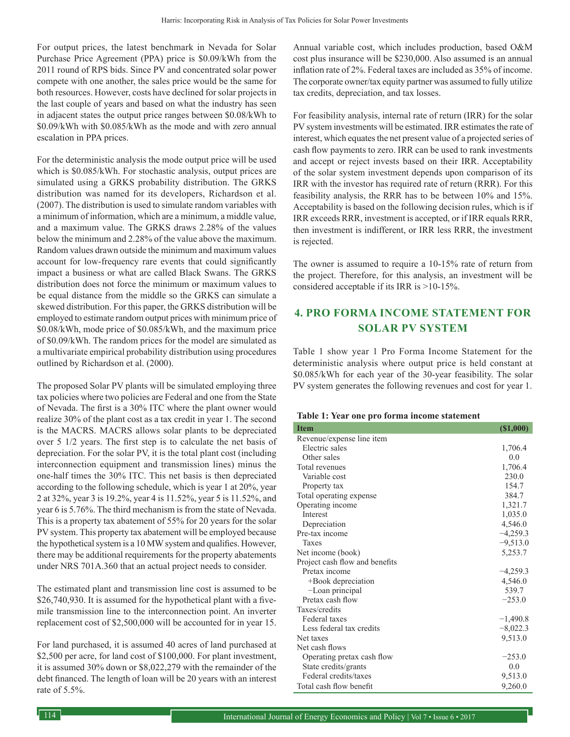For output prices, the latest benchmark in Nevada for Solar Purchase Price Agreement (PPA) price is \$0.09/kWh from the 2011 round of RPS bids. Since PV and concentrated solar power compete with one another, the sales price would be the same for both resources. However, costs have declined for solar projects in the last couple of years and based on what the industry has seen in adjacent states the output price ranges between \$0.08/kWh to \$0.09/kWh with \$0.085/kWh as the mode and with zero annual escalation in PPA prices.

For the deterministic analysis the mode output price will be used which is \$0.085/kWh. For stochastic analysis, output prices are simulated using a GRKS probability distribution. The GRKS distribution was named for its developers, Richardson et al. (2007). The distribution is used to simulate random variables with a minimum of information, which are a minimum, a middle value, and a maximum value. The GRKS draws 2.28% of the values below the minimum and 2.28% of the value above the maximum. Random values drawn outside the minimum and maximum values account for low-frequency rare events that could significantly impact a business or what are called Black Swans. The GRKS distribution does not force the minimum or maximum values to be equal distance from the middle so the GRKS can simulate a skewed distribution. For this paper, the GRKS distribution will be employed to estimate random output prices with minimum price of \$0.08/kWh, mode price of \$0.085/kWh, and the maximum price of \$0.09/kWh. The random prices for the model are simulated as a multivariate empirical probability distribution using procedures outlined by Richardson et al. (2000).

The proposed Solar PV plants will be simulated employing three tax policies where two policies are Federal and one from the State of Nevada. The first is a 30% ITC where the plant owner would realize 30% of the plant cost as a tax credit in year 1. The second is the MACRS. MACRS allows solar plants to be depreciated over 5 1/2 years. The first step is to calculate the net basis of depreciation. For the solar PV, it is the total plant cost (including interconnection equipment and transmission lines) minus the one-half times the 30% ITC. This net basis is then depreciated according to the following schedule, which is year 1 at 20%, year 2 at 32%, year 3 is 19.2%, year 4 is 11.52%, year 5 is 11.52%, and year 6 is 5.76%. The third mechanism is from the state of Nevada. This is a property tax abatement of 55% for 20 years for the solar PV system. This property tax abatement will be employed because the hypothetical system is a 10 MW system and qualifies. However, there may be additional requirements for the property abatements under NRS 701A.360 that an actual project needs to consider.

The estimated plant and transmission line cost is assumed to be \$26,740,930. It is assumed for the hypothetical plant with a five-mile transmission line to the interconnection point. An inverter replacement cost of \$2,500,000 will be accounted for in year 15.

For land purchased, it is assumed 40 acres of land purchased at \$2,500 per acre, for land cost of \$100,000. For plant investment, it is assumed 30% down or \$8,022,279 with the remainder of the debt financed. The length of loan will be 20 years with an interest rate of 5.5%.

Annual variable cost, which includes production, based O&M cost plus insurance will be \$230,000. Also assumed is an annual inflation rate of 2%. Federal taxes are included as 35% of income. The corporate owner/tax equity partner was assumed to fully utilize tax credits, depreciation, and tax losses.

For feasibility analysis, internal rate of return (IRR) for the solar PV system investments will be estimated. IRR estimates the rate of interest, which equates the net present value of a projected series of cash flow payments to zero. IRR can be used to rank investments and accept or reject invests based on their IRR. Acceptability of the solar system investment depends upon comparison of its IRR with the investor has required rate of return (RRR). For this feasibility analysis, the RRR has to be between 10% and 15%. Acceptability is based on the following decision rules, which is if IRR exceeds RRR, investment is accepted, or if IRR equals RRR, then investment is indifferent, or IRR less RRR, the investment is rejected.

The owner is assumed to require a 10-15% rate of return from the project. Therefore, for this analysis, an investment will be considered acceptable if its IRR is >10-15%.

## 4. PRO FORMA INCOME STATEMENT FOR SOLAR PV SYSTEM

Table 1 show year 1 Pro Forma Income Statement for the deterministic analysis where output price is held constant at \$0.085/kWh for each year of the 30-year feasibility. The solar PV system generates the following revenues and cost for year 1.

**Table 1: Year one pro forma income statement**

| Item | (\$1,000) |
|---|---|
| Revenue/expense line item | |
| Electric sales | 1,706.4 |
| Other sales | 0.0 |
| Total revenues | 1,706.4 |
| Variable cost | 230.0 |
| Property tax | 154.7 |
| Total operating expense | 384.7 |
| Operating income | 1,321.7 |
| Interest | 1,035.0 |
| Depreciation | 4,546.0 |
| Pre-tax income | −4,259.3 |
| Taxes | −9,513.0 |
| Net income (book) | 5,253.7 |
| Project cash flow and benefits | |
| Pretax income | −4,259.3 |
| +Book depreciation | 4,546.0 |
| −Loan principal | 539.7 |
| Pretax cash flow | −253.0 |
| Taxes/credits | |
| Federal taxes | −1,490.8 |
| Less federal tax credits | −8,022.3 |
| Net taxes | 9,513.0 |
| Net cash flows | |
| Operating pretax cash flow | −253.0 |
| State credits/grants | 0.0 |
| Federal credits/taxes | 9,513.0 |
| Total cash flow benefit | 9,260.0 |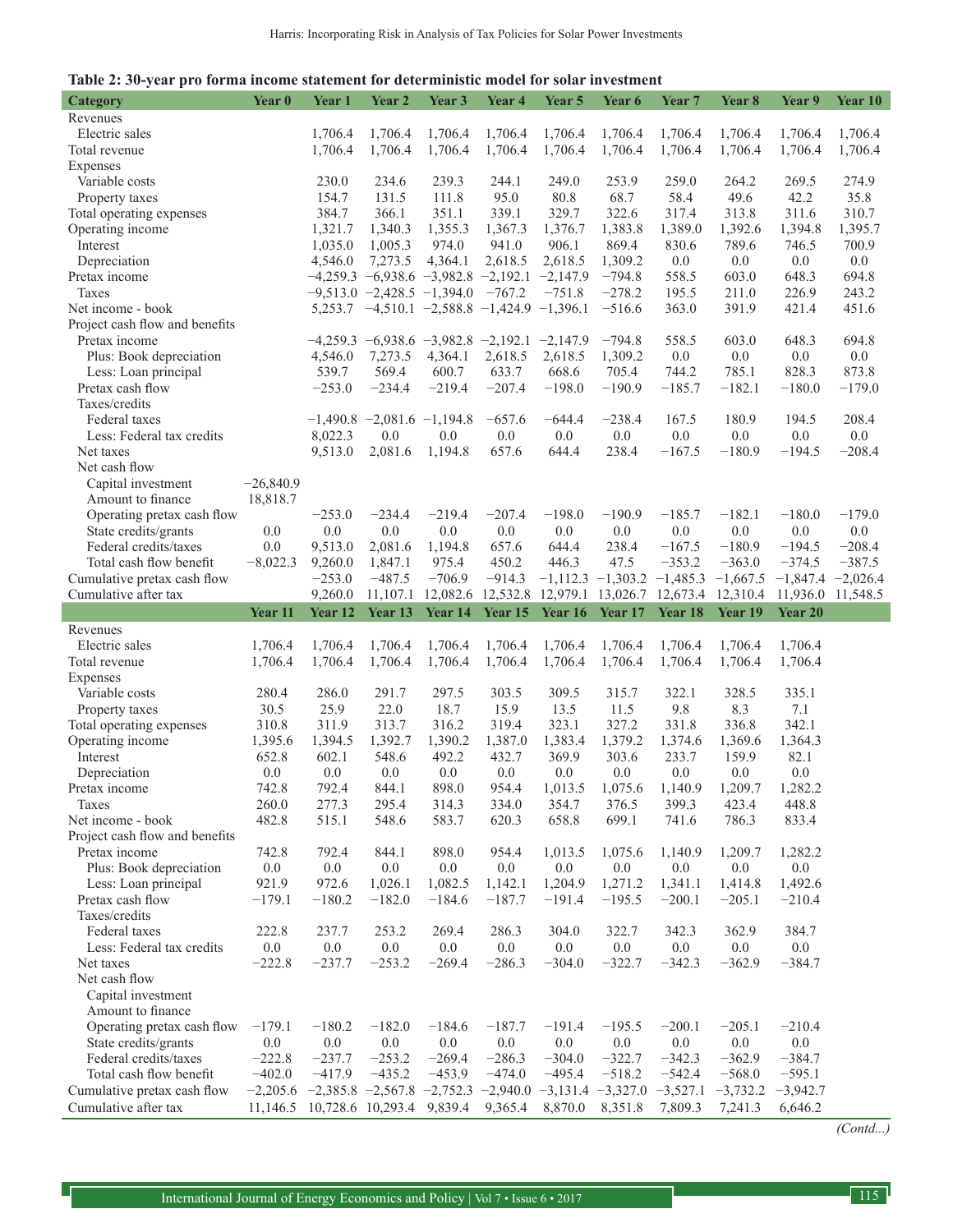**Table 2: 30-year pro forma income statement for deterministic model for solar investment**

| Category | Year 0 | Year 1 | Year 2 | Year 3 | Year 4 | Year 5 | Year 6 | Year 7 | Year 8 | Year 9 | Year 10 |
|---|---|---|---|---|---|---|---|---|---|---|---|
| Revenues | | | | | | | | | | | |
| Electric sales | | 1,706.4 | 1,706.4 | 1,706.4 | 1,706.4 | 1,706.4 | 1,706.4 | 1,706.4 | 1,706.4 | 1,706.4 | 1,706.4 |
| Total revenue | | 1,706.4 | 1,706.4 | 1,706.4 | 1,706.4 | 1,706.4 | 1,706.4 | 1,706.4 | 1,706.4 | 1,706.4 | 1,706.4 |
| Expenses | | | | | | | | | | | |
| Variable costs | | 230.0 | 234.6 | 239.3 | 244.1 | 249.0 | 253.9 | 259.0 | 264.2 | 269.5 | 274.9 |
| Property taxes | | 154.7 | 131.5 | 111.8 | 95.0 | 80.8 | 68.7 | 58.4 | 49.6 | 42.2 | 35.8 |
| Total operating expenses | | 384.7 | 366.1 | 351.1 | 339.1 | 329.7 | 322.6 | 317.4 | 313.8 | 311.6 | 310.7 |
| Operating income | | 1,321.7 | 1,340.3 | 1,355.3 | 1,367.3 | 1,376.7 | 1,383.8 | 1,389.0 | 1,392.6 | 1,394.8 | 1,395.7 |
| Interest | | 1,035.0 | 1,005.3 | 974.0 | 941.0 | 906.1 | 869.4 | 830.6 | 789.6 | 746.5 | 700.9 |
| Depreciation | | 4,546.0 | 7,273.5 | 4,364.1 | 2,618.5 | 2,618.5 | 1,309.2 | 0.0 | 0.0 | 0.0 | 0.0 |
| Pretax income | | −4,259.3 | −6,938.6 | −3,982.8 | −2,192.1 | −2,147.9 | −794.8 | 558.5 | 603.0 | 648.3 | 694.8 |
| Taxes | | −9,513.0 | −2,428.5 | −1,394.0 | −767.2 | −751.8 | −278.2 | 195.5 | 211.0 | 226.9 | 243.2 |
| Net income - book | | 5,253.7 | −4,510.1 | −2,588.8 | −1,424.9 | −1,396.1 | −516.6 | 363.0 | 391.9 | 421.4 | 451.6 |
| Project cash flow and benefits | | | | | | | | | | | |
| Pretax income | | −4,259.3 | −6,938.6 | −3,982.8 | −2,192.1 | −2,147.9 | −794.8 | 558.5 | 603.0 | 648.3 | 694.8 |
| Plus: Book depreciation | | 4,546.0 | 7,273.5 | 4,364.1 | 2,618.5 | 2,618.5 | 1,309.2 | 0.0 | 0.0 | 0.0 | 0.0 |
| Less: Loan principal | | 539.7 | 569.4 | 600.7 | 633.7 | 668.6 | 705.4 | 744.2 | 785.1 | 828.3 | 873.8 |
| Pretax cash flow | | −253.0 | −234.4 | −219.4 | −207.4 | −198.0 | −190.9 | −185.7 | −182.1 | −180.0 | −179.0 |
| Taxes/credits | | | | | | | | | | | |
| Federal taxes | | −1,490.8 | −2,081.6 | −1,194.8 | −657.6 | −644.4 | −238.4 | 167.5 | 180.9 | 194.5 | 208.4 |
| Less: Federal tax credits | | 8,022.3 | 0.0 | 0.0 | 0.0 | 0.0 | 0.0 | 0.0 | 0.0 | 0.0 | 0.0 |
| Net taxes | | 9,513.0 | 2,081.6 | 1,194.8 | 657.6 | 644.4 | 238.4 | −167.5 | −180.9 | −194.5 | −208.4 |
| Net cash flow | | | | | | | | | | | |
| Capital investment | −26,840.9 | | | | | | | | | | |
| Amount to finance | 18,818.7 | | | | | | | | | | |
| Operating pretax cash flow | | −253.0 | −234.4 | −219.4 | −207.4 | −198.0 | −190.9 | −185.7 | −182.1 | −180.0 | −179.0 |
| State credits/grants | 0.0 | 0.0 | 0.0 | 0.0 | 0.0 | 0.0 | 0.0 | 0.0 | 0.0 | 0.0 | 0.0 |
| Federal credits/taxes | 0.0 | 9,513.0 | 2,081.6 | 1,194.8 | 657.6 | 644.4 | 238.4 | −167.5 | −180.9 | −194.5 | −208.4 |
| Total cash flow benefit | −8,022.3 | 9,260.0 | 1,847.1 | 975.4 | 450.2 | 446.3 | 47.5 | −353.2 | −363.0 | −374.5 | −387.5 |
| Cumulative pretax cash flow | | −253.0 | −487.5 | −706.9 | −914.3 | −1,112.3 | −1,303.2 | −1,485.3 | −1,667.5 | −1,847.4 | −2,026.4 |
| Cumulative after tax | | 9,260.0 | 11,107.1 | 12,082.6 | 12,532.8 | 12,979.1 | 13,026.7 | 12,673.4 | 12,310.4 | 11,936.0 | 11,548.5 |

| Category | Year 11 | Year 12 | Year 13 | Year 14 | Year 15 | Year 16 | Year 17 | Year 18 | Year 19 | Year 20 |
|---|---|---|---|---|---|---|---|---|---|---|
| Revenues | | | | | | | | | | |
| Electric sales | 1,706.4 | 1,706.4 | 1,706.4 | 1,706.4 | 1,706.4 | 1,706.4 | 1,706.4 | 1,706.4 | 1,706.4 | 1,706.4 |
| Total revenue | 1,706.4 | 1,706.4 | 1,706.4 | 1,706.4 | 1,706.4 | 1,706.4 | 1,706.4 | 1,706.4 | 1,706.4 | 1,706.4 |
| Expenses | | | | | | | | | | |
| Variable costs | 280.4 | 286.0 | 291.7 | 297.5 | 303.5 | 309.5 | 315.7 | 322.1 | 328.5 | 335.1 |
| Property taxes | 30.5 | 25.9 | 22.0 | 18.7 | 15.9 | 13.5 | 11.5 | 9.8 | 8.3 | 7.1 |
| Total operating expenses | 310.8 | 311.9 | 313.7 | 316.2 | 319.4 | 323.1 | 327.2 | 331.8 | 336.8 | 342.1 |
| Operating income | 1,395.6 | 1,394.5 | 1,392.7 | 1,390.2 | 1,387.0 | 1,383.4 | 1,379.2 | 1,374.6 | 1,369.6 | 1,364.3 |
| Interest | 652.8 | 602.1 | 548.6 | 492.2 | 432.7 | 369.9 | 303.6 | 233.7 | 159.9 | 82.1 |
| Depreciation | 0.0 | 0.0 | 0.0 | 0.0 | 0.0 | 0.0 | 0.0 | 0.0 | 0.0 | 0.0 |
| Pretax income | 742.8 | 792.4 | 844.1 | 898.0 | 954.4 | 1,013.5 | 1,075.6 | 1,140.9 | 1,209.7 | 1,282.2 |
| Taxes | 260.0 | 277.3 | 295.4 | 314.3 | 334.0 | 354.7 | 376.5 | 399.3 | 423.4 | 448.8 |
| Net income - book | 482.8 | 515.1 | 548.6 | 583.7 | 620.3 | 658.8 | 699.1 | 741.6 | 786.3 | 833.4 |
| Project cash flow and benefits | | | | | | | | | | |
| Pretax income | 742.8 | 792.4 | 844.1 | 898.0 | 954.4 | 1,013.5 | 1,075.6 | 1,140.9 | 1,209.7 | 1,282.2 |
| Plus: Book depreciation | 0.0 | 0.0 | 0.0 | 0.0 | 0.0 | 0.0 | 0.0 | 0.0 | 0.0 | 0.0 |
| Less: Loan principal | 921.9 | 972.6 | 1,026.1 | 1,082.5 | 1,142.1 | 1,204.9 | 1,271.2 | 1,341.1 | 1,414.8 | 1,492.6 |
| Pretax cash flow | −179.1 | −180.2 | −182.0 | −184.6 | −187.7 | −191.4 | −195.5 | −200.1 | −205.1 | −210.4 |
| Taxes/credits | | | | | | | | | | |
| Federal taxes | 222.8 | 237.7 | 253.2 | 269.4 | 286.3 | 304.0 | 322.7 | 342.3 | 362.9 | 384.7 |
| Less: Federal tax credits | 0.0 | 0.0 | 0.0 | 0.0 | 0.0 | 0.0 | 0.0 | 0.0 | 0.0 | 0.0 |
| Net taxes | −222.8 | −237.7 | −253.2 | −269.4 | −286.3 | −304.0 | −322.7 | −342.3 | −362.9 | −384.7 |
| Net cash flow | | | | | | | | | | |
| Capital investment | | | | | | | | | | |
| Amount to finance | | | | | | | | | | |
| Operating pretax cash flow | −179.1 | −180.2 | −182.0 | −184.6 | −187.7 | −191.4 | −195.5 | −200.1 | −205.1 | −210.4 |
| State credits/grants | 0.0 | 0.0 | 0.0 | 0.0 | 0.0 | 0.0 | 0.0 | 0.0 | 0.0 | 0.0 |
| Federal credits/taxes | −222.8 | −237.7 | −253.2 | −269.4 | −286.3 | −304.0 | −322.7 | −342.3 | −362.9 | −384.7 |
| Total cash flow benefit | −402.0 | −417.9 | −435.2 | −453.9 | −474.0 | −495.4 | −518.2 | −542.4 | −568.0 | −595.1 |
| Cumulative pretax cash flow | −2,205.6 | −2,385.8 | −2,567.8 | −2,752.3 | −2,940.0 | −3,131.4 | −3,327.0 | −3,527.1 | −3,732.2 | −3,942.7 |
| Cumulative after tax | 11,146.5 | 10,728.6 | 10,293.4 | 9,839.4 | 9,365.4 | 8,870.0 | 8,351.8 | 7,809.3 | 7,241.3 | 6,646.2 |

*(Contd...)*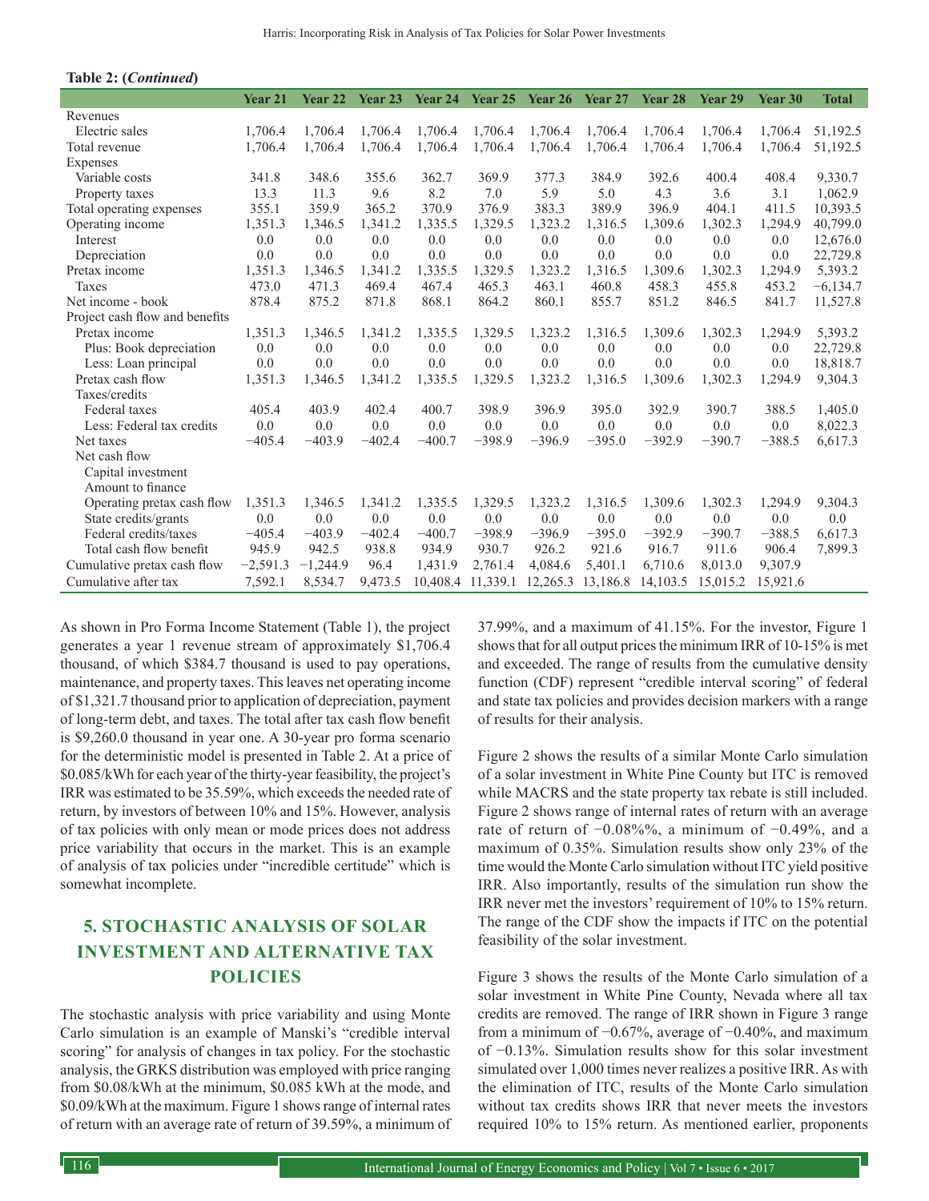**Table 2: (*Continued*)**

| | Year 21 | Year 22 | Year 23 | Year 24 | Year 25 | Year 26 | Year 27 | Year 28 | Year 29 | Year 30 | Total |
|---|---|---|---|---|---|---|---|---|---|---|---|
| Revenues | | | | | | | | | | | |
| Electric sales | 1,706.4 | 1,706.4 | 1,706.4 | 1,706.4 | 1,706.4 | 1,706.4 | 1,706.4 | 1,706.4 | 1,706.4 | 1,706.4 | 51,192.5 |
| Total revenue | 1,706.4 | 1,706.4 | 1,706.4 | 1,706.4 | 1,706.4 | 1,706.4 | 1,706.4 | 1,706.4 | 1,706.4 | 1,706.4 | 51,192.5 |
| Expenses | | | | | | | | | | | |
| Variable costs | 341.8 | 348.6 | 355.6 | 362.7 | 369.9 | 377.3 | 384.9 | 392.6 | 400.4 | 408.4 | 9,330.7 |
| Property taxes | 13.3 | 11.3 | 9.6 | 8.2 | 7.0 | 5.9 | 5.0 | 4.3 | 3.6 | 3.1 | 1,062.9 |
| Total operating expenses | 355.1 | 359.9 | 365.2 | 370.9 | 376.9 | 383.3 | 389.9 | 396.9 | 404.1 | 411.5 | 10,393.5 |
| Operating income | 1,351.3 | 1,346.5 | 1,341.2 | 1,335.5 | 1,329.5 | 1,323.2 | 1,316.5 | 1,309.6 | 1,302.3 | 1,294.9 | 40,799.0 |
| Interest | 0.0 | 0.0 | 0.0 | 0.0 | 0.0 | 0.0 | 0.0 | 0.0 | 0.0 | 0.0 | 12,676.0 |
| Depreciation | 0.0 | 0.0 | 0.0 | 0.0 | 0.0 | 0.0 | 0.0 | 0.0 | 0.0 | 0.0 | 22,729.8 |
| Pretax income | 1,351.3 | 1,346.5 | 1,341.2 | 1,335.5 | 1,329.5 | 1,323.2 | 1,316.5 | 1,309.6 | 1,302.3 | 1,294.9 | 5,393.2 |
| Taxes | 473.0 | 471.3 | 469.4 | 467.4 | 465.3 | 463.1 | 460.8 | 458.3 | 455.8 | 453.2 | −6,134.7 |
| Net income - book | 878.4 | 875.2 | 871.8 | 868.1 | 864.2 | 860.1 | 855.7 | 851.2 | 846.5 | 841.7 | 11,527.8 |
| Project cash flow and benefits | | | | | | | | | | | |
| Pretax income | 1,351.3 | 1,346.5 | 1,341.2 | 1,335.5 | 1,329.5 | 1,323.2 | 1,316.5 | 1,309.6 | 1,302.3 | 1,294.9 | 5,393.2 |
| Plus: Book depreciation | 0.0 | 0.0 | 0.0 | 0.0 | 0.0 | 0.0 | 0.0 | 0.0 | 0.0 | 0.0 | 22,729.8 |
| Less: Loan principal | 0.0 | 0.0 | 0.0 | 0.0 | 0.0 | 0.0 | 0.0 | 0.0 | 0.0 | 0.0 | 18,818.7 |
| Pretax cash flow | 1,351.3 | 1,346.5 | 1,341.2 | 1,335.5 | 1,329.5 | 1,323.2 | 1,316.5 | 1,309.6 | 1,302.3 | 1,294.9 | 9,304.3 |
| Taxes/credits | | | | | | | | | | | |
| Federal taxes | 405.4 | 403.9 | 402.4 | 400.7 | 398.9 | 396.9 | 395.0 | 392.9 | 390.7 | 388.5 | 1,405.0 |
| Less: Federal tax credits | 0.0 | 0.0 | 0.0 | 0.0 | 0.0 | 0.0 | 0.0 | 0.0 | 0.0 | 0.0 | 8,022.3 |
| Net taxes | −405.4 | −403.9 | −402.4 | −400.7 | −398.9 | −396.9 | −395.0 | −392.9 | −390.7 | −388.5 | 6,617.3 |
| Net cash flow | | | | | | | | | | | |
| Capital investment | | | | | | | | | | | |
| Amount to finance | | | | | | | | | | | |
| Operating pretax cash flow | 1,351.3 | 1,346.5 | 1,341.2 | 1,335.5 | 1,329.5 | 1,323.2 | 1,316.5 | 1,309.6 | 1,302.3 | 1,294.9 | 9,304.3 |
| State credits/grants | 0.0 | 0.0 | 0.0 | 0.0 | 0.0 | 0.0 | 0.0 | 0.0 | 0.0 | 0.0 | 0.0 |
| Federal credits/taxes | −405.4 | −403.9 | −402.4 | −400.7 | −398.9 | −396.9 | −395.0 | −392.9 | −390.7 | −388.5 | 6,617.3 |
| Total cash flow benefit | 945.9 | 942.5 | 938.8 | 934.9 | 930.7 | 926.2 | 921.6 | 916.7 | 911.6 | 906.4 | 7,899.3 |
| Cumulative pretax cash flow | −2,591.3 | −1,244.9 | 96.4 | 1,431.9 | 2,761.4 | 4,084.6 | 5,401.1 | 6,710.6 | 8,013.0 | 9,307.9 | |
| Cumulative after tax | 7,592.1 | 8,534.7 | 9,473.5 | 10,408.4 | 11,339.1 | 12,265.3 | 13,186.8 | 14,103.5 | 15,015.2 | 15,921.6 | |

As shown in Pro Forma Income Statement (Table 1), the project generates a year 1 revenue stream of approximately $1,706.4 thousand, of which $384.7 thousand is used to pay operations, maintenance, and property taxes. This leaves net operating income of $1,321.7 thousand prior to application of depreciation, payment of long-term debt, and taxes. The total after tax cash flow benefit is $9,260.0 thousand in year one. A 30-year pro forma scenario for the deterministic model is presented in Table 2. At a price of $0.085/kWh for each year of the thirty-year feasibility, the project's IRR was estimated to be 35.59%, which exceeds the needed rate of return, by investors of between 10% and 15%. However, analysis of tax policies with only mean or mode prices does not address price variability that occurs in the market. This is an example of analysis of tax policies under "incredible certitude" which is somewhat incomplete.

## 5. STOCHASTIC ANALYSIS OF SOLAR INVESTMENT AND ALTERNATIVE TAX POLICIES

The stochastic analysis with price variability and using Monte Carlo simulation is an example of Manski's "credible interval scoring" for analysis of changes in tax policy. For the stochastic analysis, the GRKS distribution was employed with price ranging from $0.08/kWh at the minimum, $0.085 kWh at the mode, and $0.09/kWh at the maximum. Figure 1 shows range of internal rates of return with an average rate of return of 39.59%, a minimum of 37.99%, and a maximum of 41.15%. For the investor, Figure 1 shows that for all output prices the minimum IRR of 10-15% is met and exceeded. The range of results from the cumulative density function (CDF) represent "credible interval scoring" of federal and state tax policies and provides decision markers with a range of results for their analysis.

Figure 2 shows the results of a similar Monte Carlo simulation of a solar investment in White Pine County but ITC is removed while MACRS and the state property tax rebate is still included. Figure 2 shows range of internal rates of return with an average rate of return of −0.08%%, a minimum of −0.49%, and a maximum of 0.35%. Simulation results show only 23% of the time would the Monte Carlo simulation without ITC yield positive IRR. Also importantly, results of the simulation run show the IRR never met the investors' requirement of 10% to 15% return. The range of the CDF show the impacts if ITC on the potential feasibility of the solar investment.

Figure 3 shows the results of the Monte Carlo simulation of a solar investment in White Pine County, Nevada where all tax credits are removed. The range of IRR shown in Figure 3 range from a minimum of −0.67%, average of −0.40%, and maximum of −0.13%. Simulation results show for this solar investment simulated over 1,000 times never realizes a positive IRR. As with the elimination of ITC, results of the Monte Carlo simulation without tax credits shows IRR that never meets the investors required 10% to 15% return. As mentioned earlier, proponents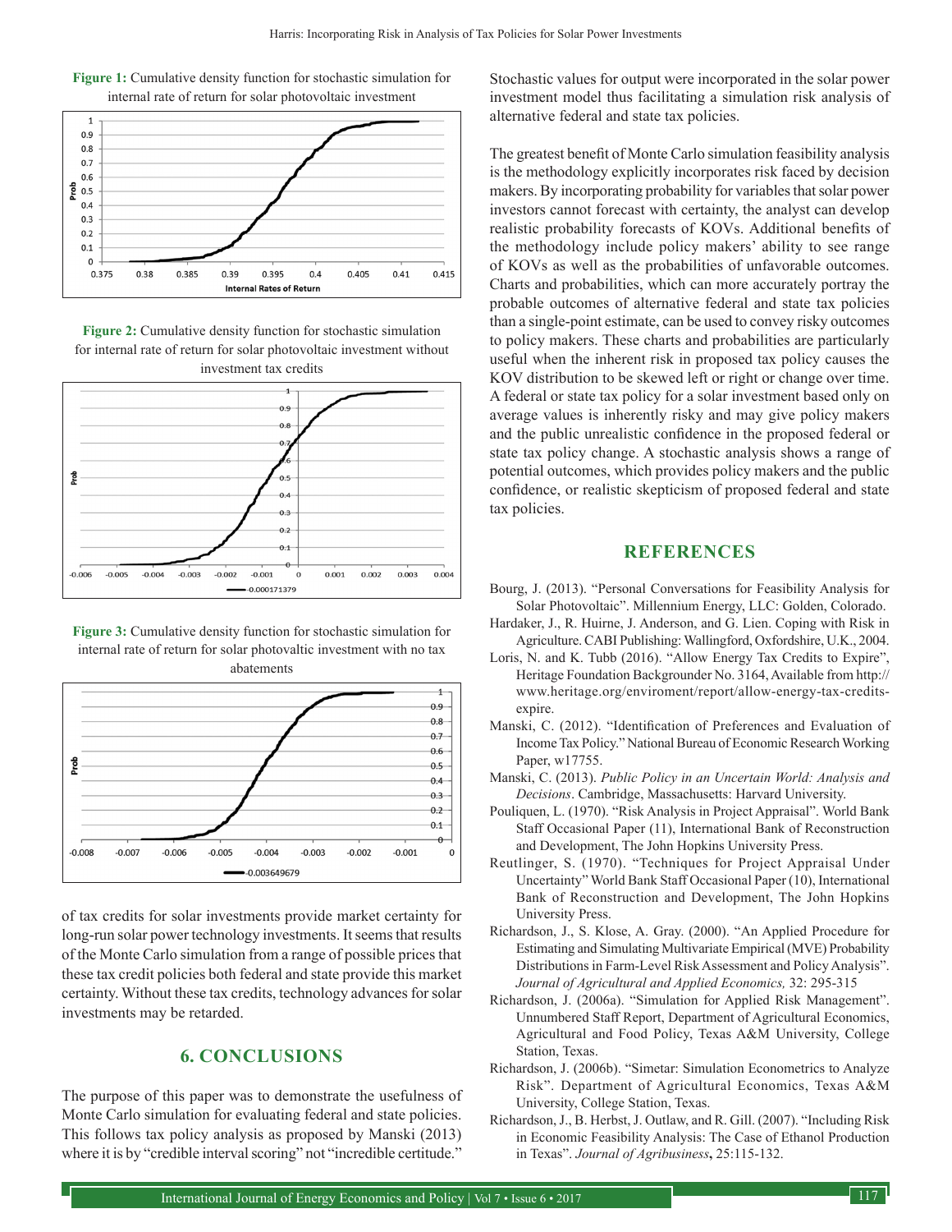**Figure 1:** Cumulative density function for stochastic simulation for internal rate of return for solar photovoltaic investment

**Figure 2:** Cumulative density function for stochastic simulation for internal rate of return for solar photovoltaic investment without investment tax credits

**Figure 3:** Cumulative density function for stochastic simulation for internal rate of return for solar photovoltaic investment with no tax abatements

of tax credits for solar investments provide market certainty for long-run solar power technology investments. It seems that results of the Monte Carlo simulation from a range of possible prices that these tax credit policies both federal and state provide this market certainty. Without these tax credits, technology advances for solar investments may be retarded.

## 6. CONCLUSIONS

The purpose of this paper was to demonstrate the usefulness of Monte Carlo simulation for evaluating federal and state policies. This follows tax policy analysis as proposed by Manski (2013) where it is by "credible interval scoring" not "incredible certitude." Stochastic values for output were incorporated in the solar power investment model thus facilitating a simulation risk analysis of alternative federal and state tax policies.

The greatest benefit of Monte Carlo simulation feasibility analysis is the methodology explicitly incorporates risk faced by decision makers. By incorporating probability for variables that solar power investors cannot forecast with certainty, the analyst can develop realistic probability forecasts of KOVs. Additional benefits of the methodology include policy makers' ability to see range of KOVs as well as the probabilities of unfavorable outcomes. Charts and probabilities, which can more accurately portray the probable outcomes of alternative federal and state tax policies than a single-point estimate, can be used to convey risky outcomes to policy makers. These charts and probabilities are particularly useful when the inherent risk in proposed tax policy causes the KOV distribution to be skewed left or right or change over time. A federal or state tax policy for a solar investment based only on average values is inherently risky and may give policy makers and the public unrealistic confidence in the proposed federal or state tax policy change. A stochastic analysis shows a range of potential outcomes, which provides policy makers and the public confidence, or realistic skepticism of proposed federal and state tax policies.

## REFERENCES

Bourg, J. (2013). "Personal Conversations for Feasibility Analysis for Solar Photovoltaic". Millennium Energy, LLC: Golden, Colorado.

Hardaker, J., R. Huirne, J. Anderson, and G. Lien. Coping with Risk in Agriculture. CABI Publishing: Wallingford, Oxfordshire, U.K., 2004.

Loris, N. and K. Tubb (2016). "Allow Energy Tax Credits to Expire", Heritage Foundation Backgrounder No. 3164, Available from http://www.heritage.org/enviroment/report/allow-energy-tax-credits-expire.

Manski, C. (2012). "Identification of Preferences and Evaluation of Income Tax Policy." National Bureau of Economic Research Working Paper, w17755.

Manski, C. (2013). *Public Policy in an Uncertain World: Analysis and Decisions*. Cambridge, Massachusetts: Harvard University.

Pouliquen, L. (1970). "Risk Analysis in Project Appraisal". World Bank Staff Occasional Paper (11), International Bank of Reconstruction and Development, The John Hopkins University Press.

Reutlinger, S. (1970). "Techniques for Project Appraisal Under Uncertainty" World Bank Staff Occasional Paper (10), International Bank of Reconstruction and Development, The John Hopkins University Press.

Richardson, J., S. Klose, A. Gray. (2000). "An Applied Procedure for Estimating and Simulating Multivariate Empirical (MVE) Probability Distributions in Farm-Level Risk Assessment and Policy Analysis". *Journal of Agricultural and Applied Economics,* 32: 295-315

Richardson, J. (2006a). "Simulation for Applied Risk Management". Unnumbered Staff Report, Department of Agricultural Economics, Agricultural and Food Policy, Texas A&M University, College Station, Texas.

Richardson, J. (2006b). "Simetar: Simulation Econometrics to Analyze Risk". Department of Agricultural Economics, Texas A&M University, College Station, Texas.

Richardson, J., B. Herbst, J. Outlaw, and R. Gill. (2007). "Including Risk in Economic Feasibility Analysis: The Case of Ethanol Production in Texas". *Journal of Agribusiness***,** 25:115-132.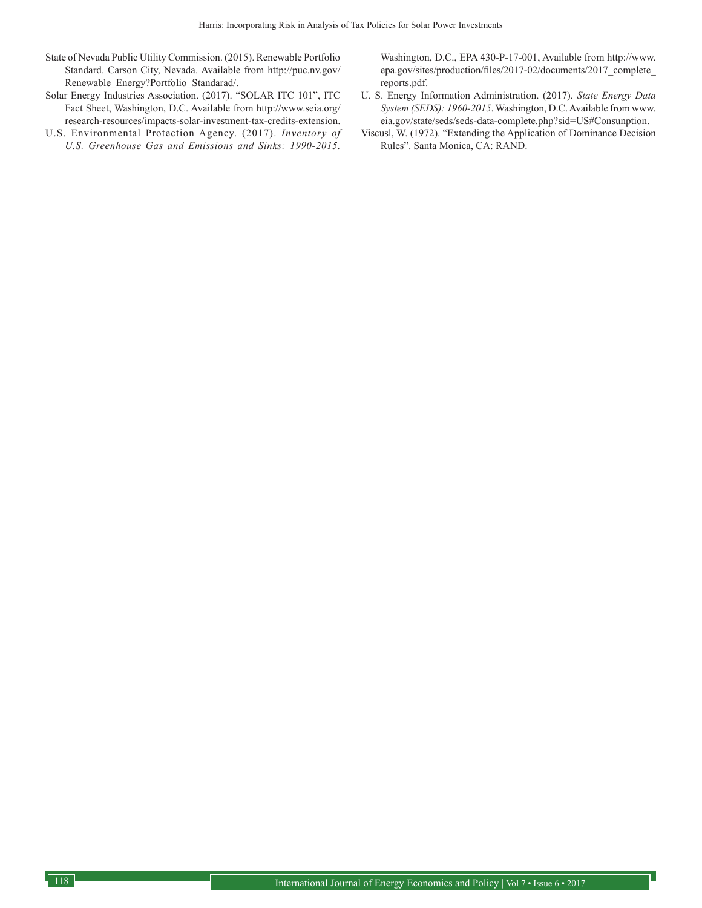State of Nevada Public Utility Commission. (2015). Renewable Portfolio Standard. Carson City, Nevada. Available from http://puc.nv.gov/Renewable_Energy?Portfolio_Standarad/.

Solar Energy Industries Association. (2017). "SOLAR ITC 101", ITC Fact Sheet, Washington, D.C. Available from http://www.seia.org/research-resources/impacts-solar-investment-tax-credits-extension.

U.S. Environmental Protection Agency. (2017). *Inventory of U.S. Greenhouse Gas and Emissions and Sinks: 1990-2015.* Washington, D.C., EPA 430-P-17-001, Available from http://www.epa.gov/sites/production/files/2017-02/documents/2017_complete_reports.pdf.

U. S. Energy Information Administration. (2017). *State Energy Data System (SEDS): 1960-2015*. Washington, D.C. Available from www.eia.gov/state/seds/seds-data-complete.php?sid=US#Consunption.

Viscusl, W. (1972). "Extending the Application of Dominance Decision Rules". Santa Monica, CA: RAND.